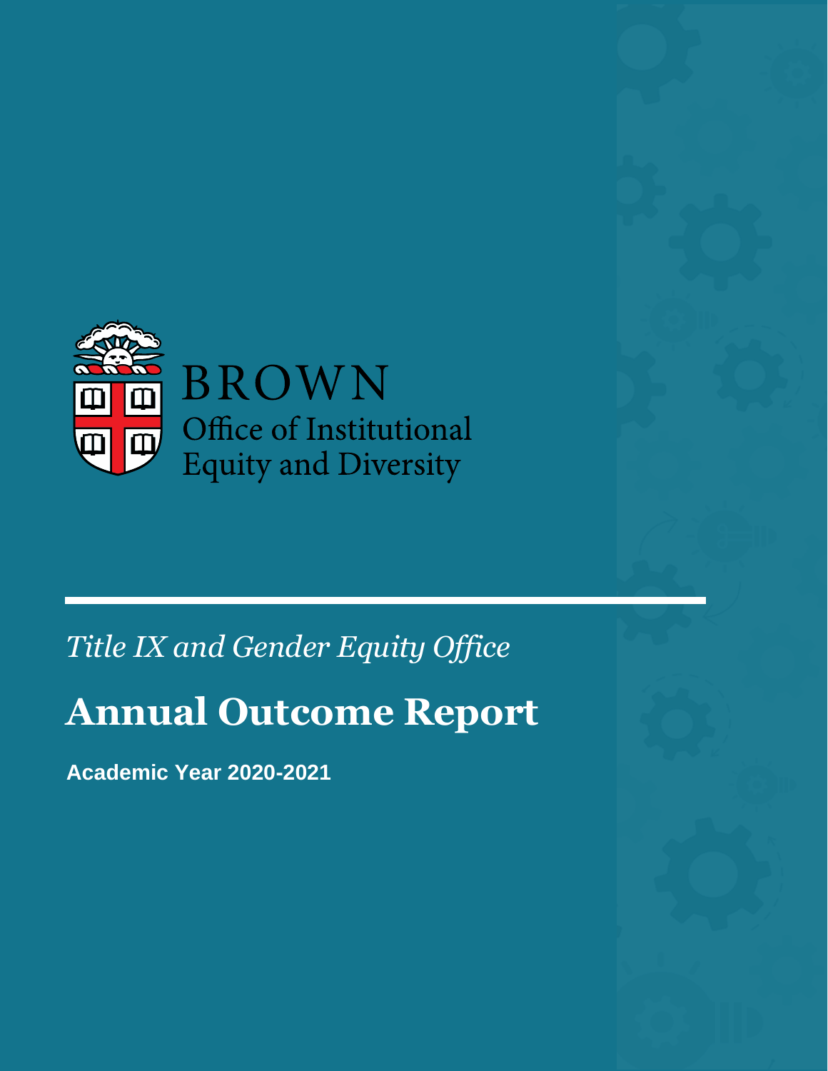BROWN

Office of Institutional Equity and Diversity

*Title IX and Gender Equity Office*

# Annual Outcome Report

**Academic Year 2020-2021**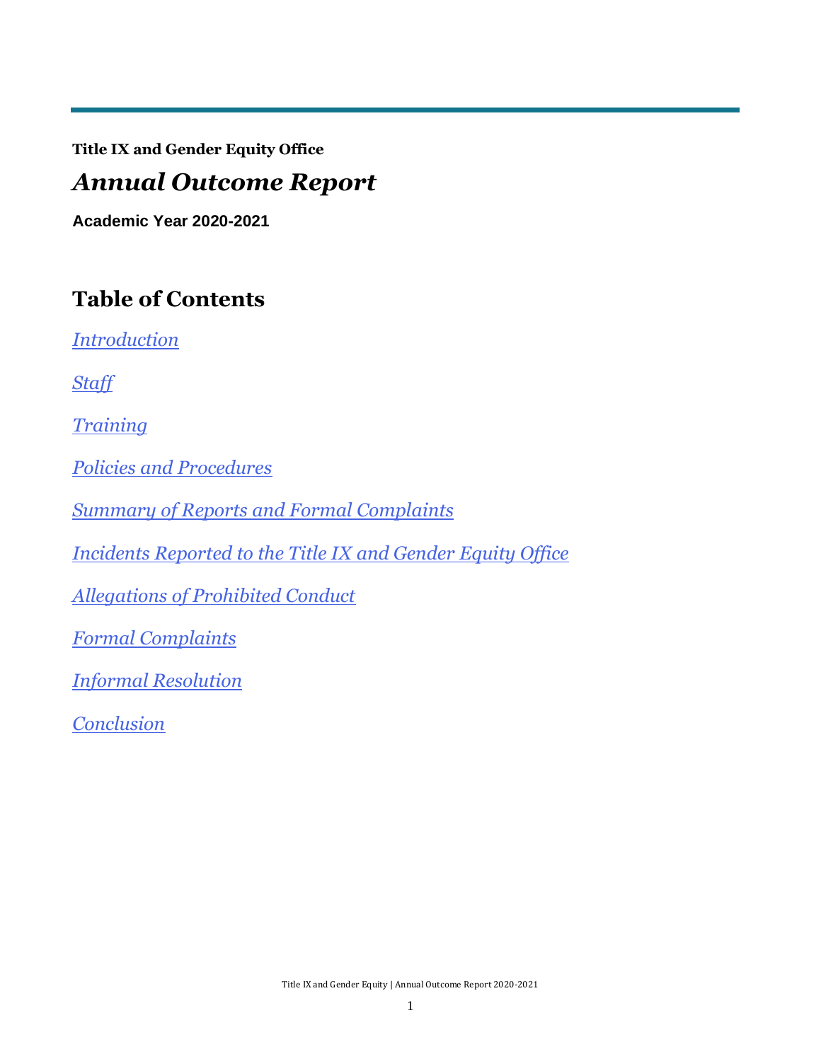**Title IX and Gender Equity Office**

# *Annual Outcome Report*

**Academic Year 2020-2021**

## Table of Contents

*Introduction*

*Staff*

*Training*

*Policies and Procedures*

*Summary of Reports and Formal Complaints*

*Incidents Reported to the Title IX and Gender Equity Office*

*Allegations of Prohibited Conduct*

*Formal Complaints*

*Informal Resolution*

*Conclusion*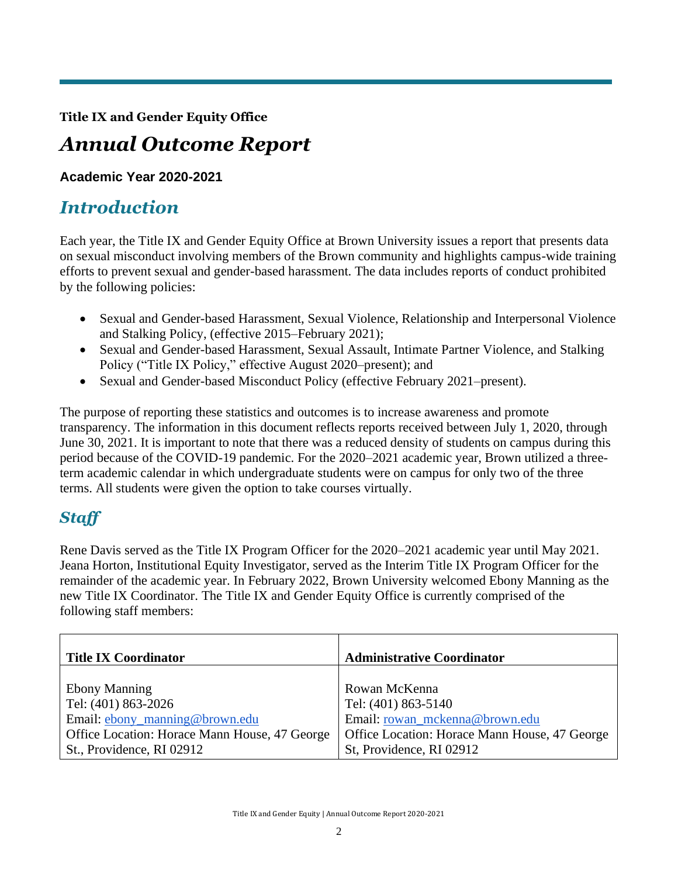**Title IX and Gender Equity Office**

# *Annual Outcome Report*

**Academic Year 2020-2021**

## *Introduction*

Each year, the Title IX and Gender Equity Office at Brown University issues a report that presents data on sexual misconduct involving members of the Brown community and highlights campus-wide training efforts to prevent sexual and gender-based harassment. The data includes reports of conduct prohibited by the following policies:

- Sexual and Gender-based Harassment, Sexual Violence, Relationship and Interpersonal Violence and Stalking Policy, (effective 2015–February 2021);
- Sexual and Gender-based Harassment, Sexual Assault, Intimate Partner Violence, and Stalking Policy ("Title IX Policy," effective August 2020–present); and
- Sexual and Gender-based Misconduct Policy (effective February 2021–present).

The purpose of reporting these statistics and outcomes is to increase awareness and promote transparency. The information in this document reflects reports received between July 1, 2020, through June 30, 2021. It is important to note that there was a reduced density of students on campus during this period because of the COVID-19 pandemic. For the 2020–2021 academic year, Brown utilized a three-term academic calendar in which undergraduate students were on campus for only two of the three terms. All students were given the option to take courses virtually.

## *Staff*

Rene Davis served as the Title IX Program Officer for the 2020–2021 academic year until May 2021. Jeana Horton, Institutional Equity Investigator, served as the Interim Title IX Program Officer for the remainder of the academic year. In February 2022, Brown University welcomed Ebony Manning as the new Title IX Coordinator. The Title IX and Gender Equity Office is currently comprised of the following staff members:

| **Title IX Coordinator** | **Administrative Coordinator** |
|---|---|
| Ebony Manning<br>Tel: (401) 863-2026<br>Email: ebony_manning@brown.edu<br>Office Location: Horace Mann House, 47 George St., Providence, RI 02912 | Rowan McKenna<br>Tel: (401) 863-5140<br>Email: rowan_mckenna@brown.edu<br>Office Location: Horace Mann House, 47 George St, Providence, RI 02912 |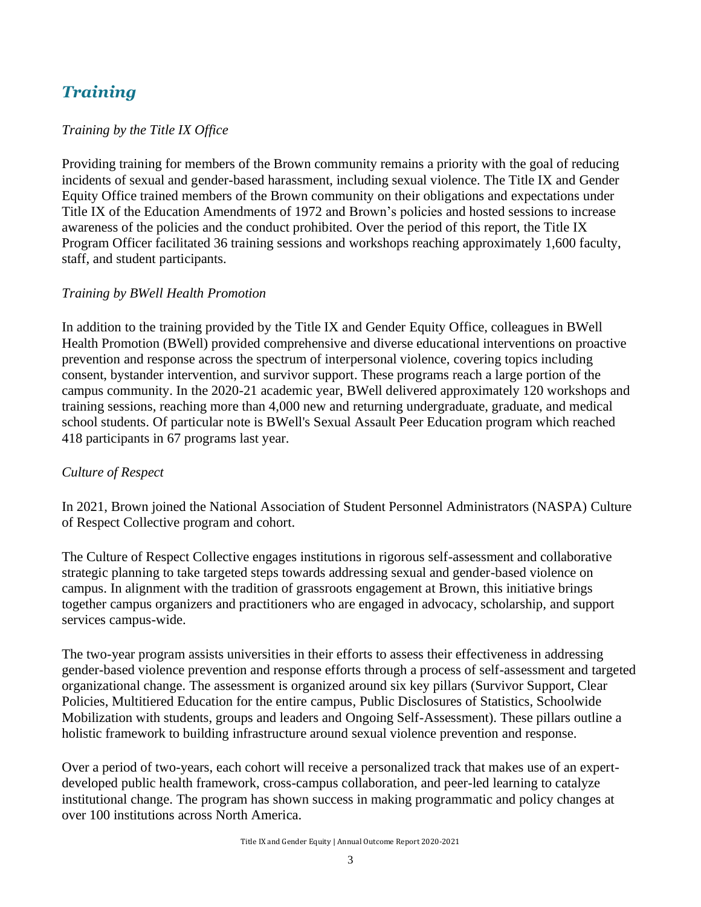## *Training*

*Training by the Title IX Office*

Providing training for members of the Brown community remains a priority with the goal of reducing incidents of sexual and gender-based harassment, including sexual violence. The Title IX and Gender Equity Office trained members of the Brown community on their obligations and expectations under Title IX of the Education Amendments of 1972 and Brown's policies and hosted sessions to increase awareness of the policies and the conduct prohibited. Over the period of this report, the Title IX Program Officer facilitated 36 training sessions and workshops reaching approximately 1,600 faculty, staff, and student participants.

*Training by BWell Health Promotion*

In addition to the training provided by the Title IX and Gender Equity Office, colleagues in BWell Health Promotion (BWell) provided comprehensive and diverse educational interventions on proactive prevention and response across the spectrum of interpersonal violence, covering topics including consent, bystander intervention, and survivor support. These programs reach a large portion of the campus community. In the 2020-21 academic year, BWell delivered approximately 120 workshops and training sessions, reaching more than 4,000 new and returning undergraduate, graduate, and medical school students. Of particular note is BWell's Sexual Assault Peer Education program which reached 418 participants in 67 programs last year.

*Culture of Respect*

In 2021, Brown joined the National Association of Student Personnel Administrators (NASPA) Culture of Respect Collective program and cohort.

The Culture of Respect Collective engages institutions in rigorous self-assessment and collaborative strategic planning to take targeted steps towards addressing sexual and gender-based violence on campus. In alignment with the tradition of grassroots engagement at Brown, this initiative brings together campus organizers and practitioners who are engaged in advocacy, scholarship, and support services campus-wide.

The two-year program assists universities in their efforts to assess their effectiveness in addressing gender-based violence prevention and response efforts through a process of self-assessment and targeted organizational change. The assessment is organized around six key pillars (Survivor Support, Clear Policies, Multitiered Education for the entire campus, Public Disclosures of Statistics, Schoolwide Mobilization with students, groups and leaders and Ongoing Self-Assessment). These pillars outline a holistic framework to building infrastructure around sexual violence prevention and response.

Over a period of two-years, each cohort will receive a personalized track that makes use of an expert-developed public health framework, cross-campus collaboration, and peer-led learning to catalyze institutional change. The program has shown success in making programmatic and policy changes at over 100 institutions across North America.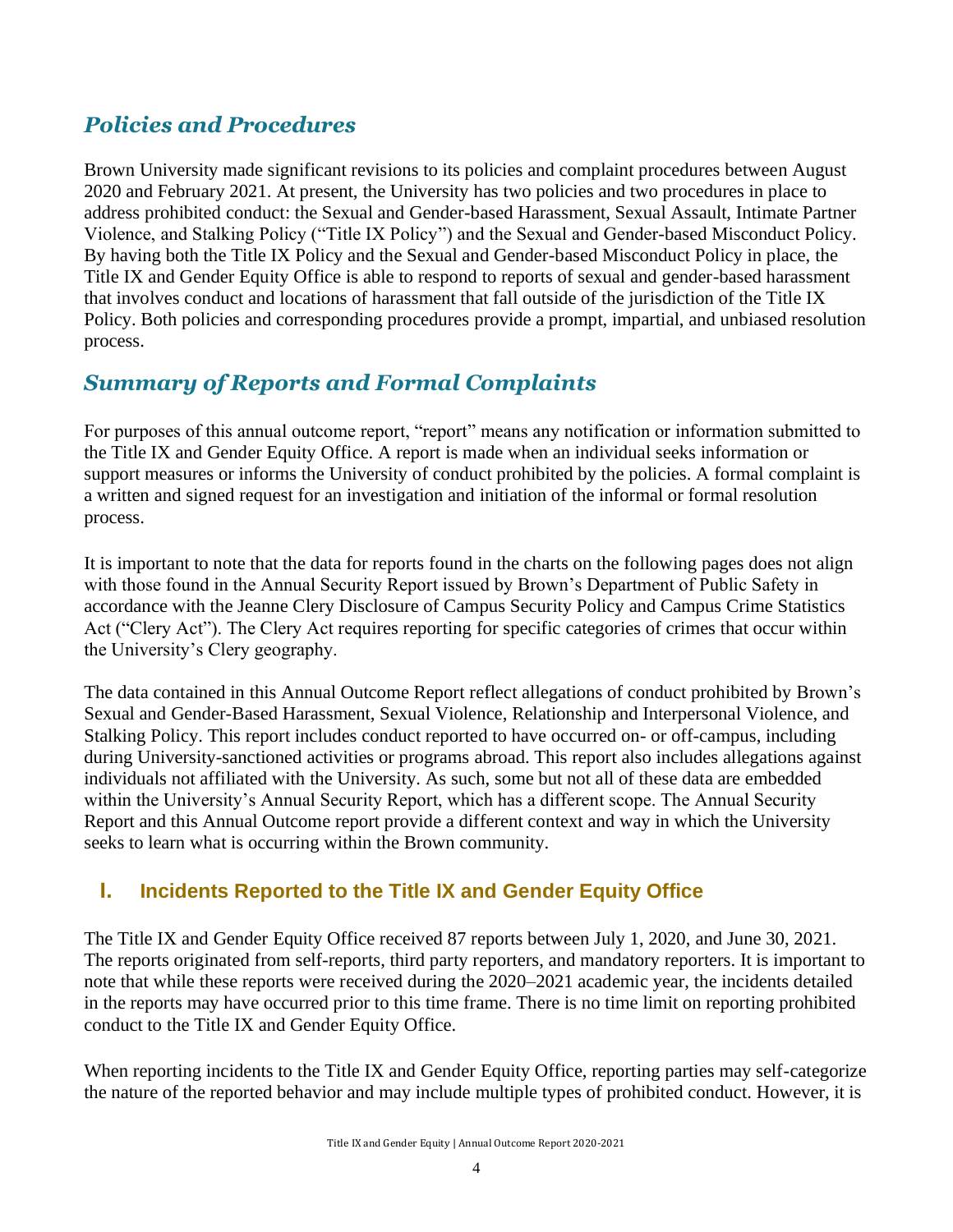## *Policies and Procedures*

Brown University made significant revisions to its policies and complaint procedures between August 2020 and February 2021. At present, the University has two policies and two procedures in place to address prohibited conduct: the Sexual and Gender-based Harassment, Sexual Assault, Intimate Partner Violence, and Stalking Policy ("Title IX Policy") and the Sexual and Gender-based Misconduct Policy. By having both the Title IX Policy and the Sexual and Gender-based Misconduct Policy in place, the Title IX and Gender Equity Office is able to respond to reports of sexual and gender-based harassment that involves conduct and locations of harassment that fall outside of the jurisdiction of the Title IX Policy. Both policies and corresponding procedures provide a prompt, impartial, and unbiased resolution process.

## *Summary of Reports and Formal Complaints*

For purposes of this annual outcome report, "report" means any notification or information submitted to the Title IX and Gender Equity Office. A report is made when an individual seeks information or support measures or informs the University of conduct prohibited by the policies. A formal complaint is a written and signed request for an investigation and initiation of the informal or formal resolution process.

It is important to note that the data for reports found in the charts on the following pages does not align with those found in the Annual Security Report issued by Brown's Department of Public Safety in accordance with the Jeanne Clery Disclosure of Campus Security Policy and Campus Crime Statistics Act ("Clery Act"). The Clery Act requires reporting for specific categories of crimes that occur within the University's Clery geography.

The data contained in this Annual Outcome Report reflect allegations of conduct prohibited by Brown's Sexual and Gender-Based Harassment, Sexual Violence, Relationship and Interpersonal Violence, and Stalking Policy. This report includes conduct reported to have occurred on- or off-campus, including during University-sanctioned activities or programs abroad. This report also includes allegations against individuals not affiliated with the University. As such, some but not all of these data are embedded within the University's Annual Security Report, which has a different scope. The Annual Security Report and this Annual Outcome report provide a different context and way in which the University seeks to learn what is occurring within the Brown community.

### I. Incidents Reported to the Title IX and Gender Equity Office

The Title IX and Gender Equity Office received 87 reports between July 1, 2020, and June 30, 2021. The reports originated from self-reports, third party reporters, and mandatory reporters. It is important to note that while these reports were received during the 2020–2021 academic year, the incidents detailed in the reports may have occurred prior to this time frame. There is no time limit on reporting prohibited conduct to the Title IX and Gender Equity Office.

When reporting incidents to the Title IX and Gender Equity Office, reporting parties may self-categorize the nature of the reported behavior and may include multiple types of prohibited conduct. However, it is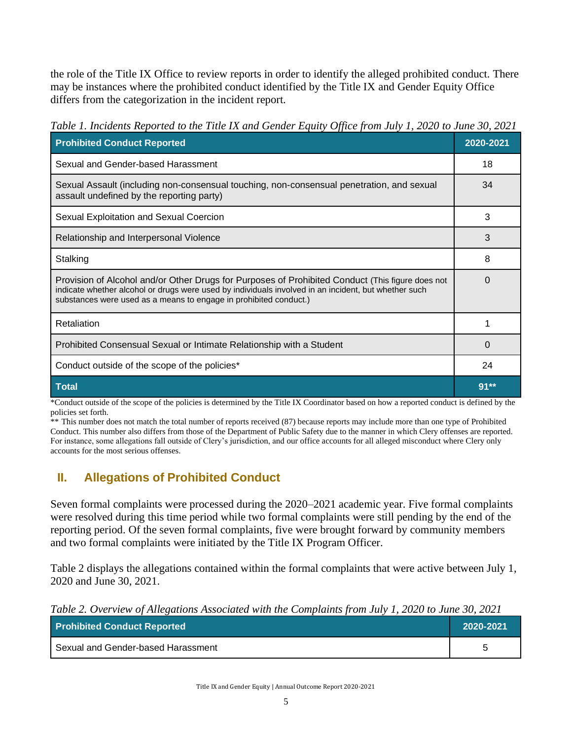the role of the Title IX Office to review reports in order to identify the alleged prohibited conduct. There may be instances where the prohibited conduct identified by the Title IX and Gender Equity Office differs from the categorization in the incident report.

*Table 1. Incidents Reported to the Title IX and Gender Equity Office from July 1, 2020 to June 30, 2021*

| Prohibited Conduct Reported | 2020-2021 |
|---|---|
| Sexual and Gender-based Harassment | 18 |
| Sexual Assault (including non-consensual touching, non-consensual penetration, and sexual assault undefined by the reporting party) | 34 |
| Sexual Exploitation and Sexual Coercion | 3 |
| Relationship and Interpersonal Violence | 3 |
| Stalking | 8 |
| Provision of Alcohol and/or Other Drugs for Purposes of Prohibited Conduct (This figure does not indicate whether alcohol or drugs were used by individuals involved in an incident, but whether such substances were used as a means to engage in prohibited conduct.) | 0 |
| Retaliation | 1 |
| Prohibited Consensual Sexual or Intimate Relationship with a Student | 0 |
| Conduct outside of the scope of the policies* | 24 |
| **Total** | **91**** |

*Conduct outside of the scope of the policies is determined by the Title IX Coordinator based on how a reported conduct is defined by the policies set forth.

** This number does not match the total number of reports received (87) because reports may include more than one type of Prohibited Conduct. This number also differs from those of the Department of Public Safety due to the manner in which Clery offenses are reported. For instance, some allegations fall outside of Clery's jurisdiction, and our office accounts for all alleged misconduct where Clery only accounts for the most serious offenses.

## II. Allegations of Prohibited Conduct

Seven formal complaints were processed during the 2020–2021 academic year. Five formal complaints were resolved during this time period while two formal complaints were still pending by the end of the reporting period. Of the seven formal complaints, five were brought forward by community members and two formal complaints were initiated by the Title IX Program Officer.

Table 2 displays the allegations contained within the formal complaints that were active between July 1, 2020 and June 30, 2021.

*Table 2. Overview of Allegations Associated with the Complaints from July 1, 2020 to June 30, 2021*

| Prohibited Conduct Reported | 2020-2021 |
|---|---|
| Sexual and Gender-based Harassment | 5 |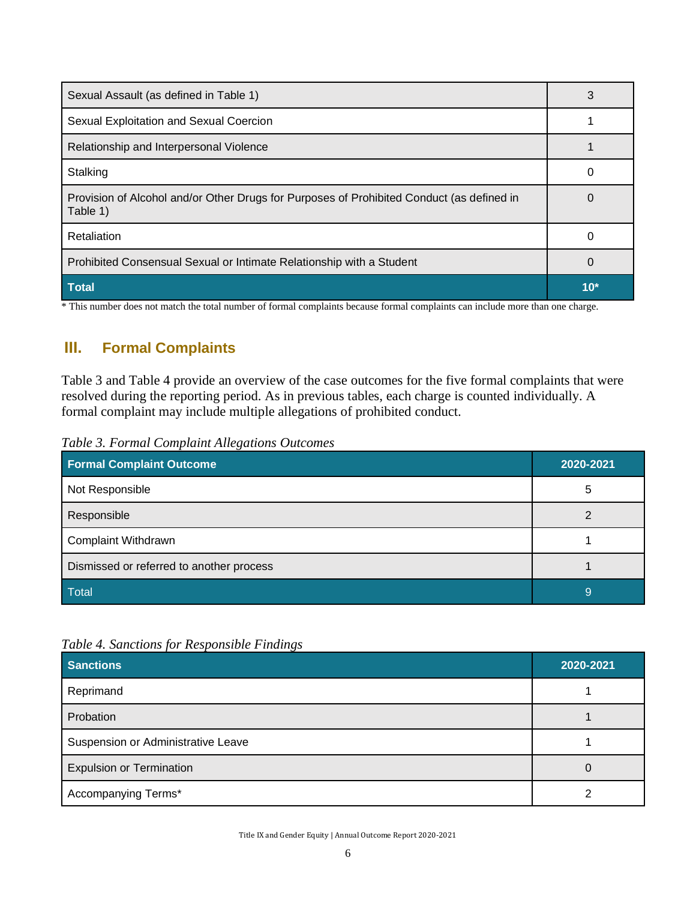| Sexual Assault (as defined in Table 1) | 3 |
|---|---|
| Sexual Exploitation and Sexual Coercion | 1 |
| Relationship and Interpersonal Violence | 1 |
| Stalking | 0 |
| Provision of Alcohol and/or Other Drugs for Purposes of Prohibited Conduct (as defined in Table 1) | 0 |
| Retaliation | 0 |
| Prohibited Consensual Sexual or Intimate Relationship with a Student | 0 |
| **Total** | **10*** |

* This number does not match the total number of formal complaints because formal complaints can include more than one charge.

## III. Formal Complaints

Table 3 and Table 4 provide an overview of the case outcomes for the five formal complaints that were resolved during the reporting period. As in previous tables, each charge is counted individually. A formal complaint may include multiple allegations of prohibited conduct.

*Table 3. Formal Complaint Allegations Outcomes*

| Formal Complaint Outcome | 2020-2021 |
|---|---|
| Not Responsible | 5 |
| Responsible | 2 |
| Complaint Withdrawn | 1 |
| Dismissed or referred to another process | 1 |
| Total | 9 |

*Table 4. Sanctions for Responsible Findings*

| Sanctions | 2020-2021 |
|---|---|
| Reprimand | 1 |
| Probation | 1 |
| Suspension or Administrative Leave | 1 |
| Expulsion or Termination | 0 |
| Accompanying Terms* | 2 |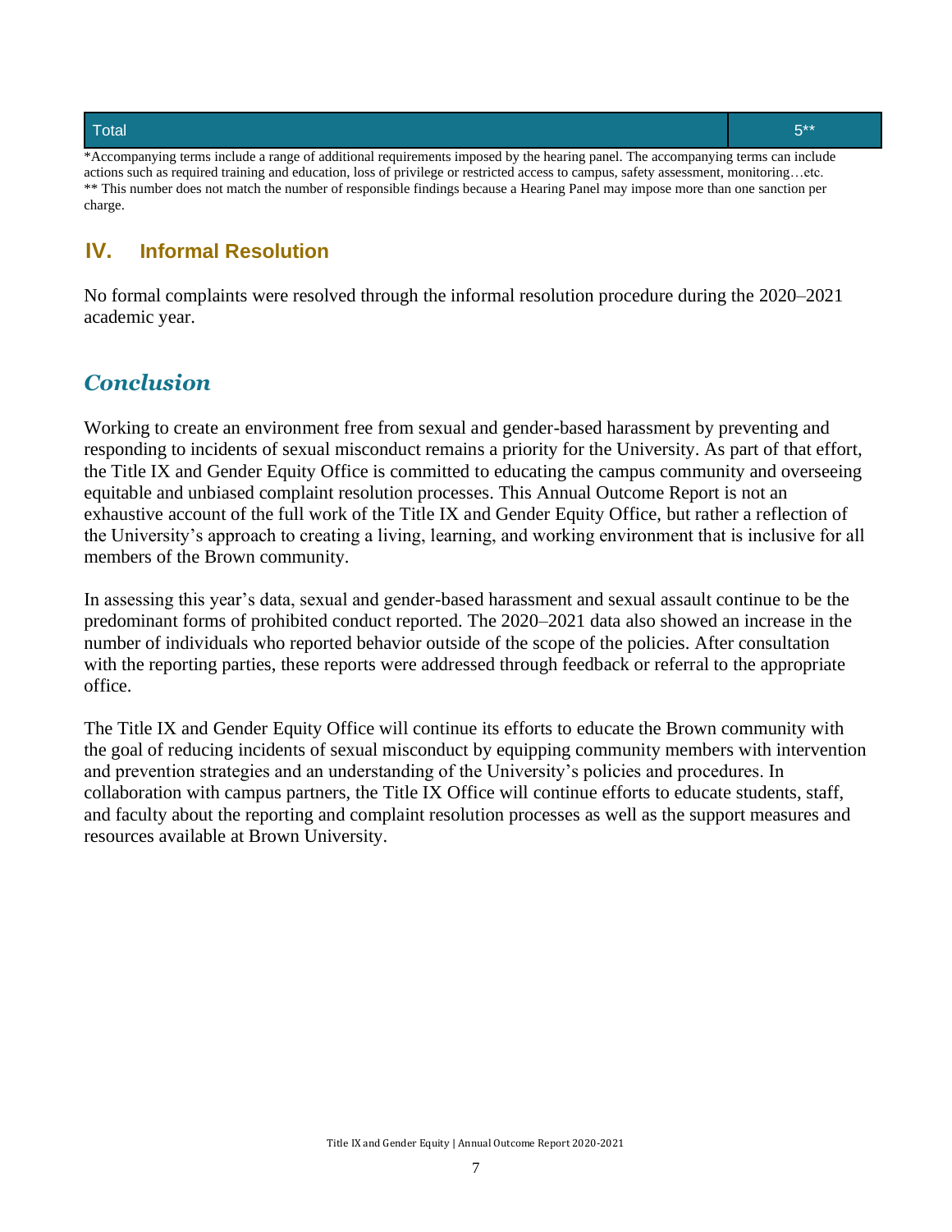| Total | 5** |
|---|---|

*Accompanying terms include a range of additional requirements imposed by the hearing panel. The accompanying terms can include actions such as required training and education, loss of privilege or restricted access to campus, safety assessment, monitoring…etc.
** This number does not match the number of responsible findings because a Hearing Panel may impose more than one sanction per charge.

## IV. Informal Resolution

No formal complaints were resolved through the informal resolution procedure during the 2020–2021 academic year.

## *Conclusion*

Working to create an environment free from sexual and gender-based harassment by preventing and responding to incidents of sexual misconduct remains a priority for the University. As part of that effort, the Title IX and Gender Equity Office is committed to educating the campus community and overseeing equitable and unbiased complaint resolution processes. This Annual Outcome Report is not an exhaustive account of the full work of the Title IX and Gender Equity Office, but rather a reflection of the University's approach to creating a living, learning, and working environment that is inclusive for all members of the Brown community.

In assessing this year's data, sexual and gender-based harassment and sexual assault continue to be the predominant forms of prohibited conduct reported. The 2020–2021 data also showed an increase in the number of individuals who reported behavior outside of the scope of the policies. After consultation with the reporting parties, these reports were addressed through feedback or referral to the appropriate office.

The Title IX and Gender Equity Office will continue its efforts to educate the Brown community with the goal of reducing incidents of sexual misconduct by equipping community members with intervention and prevention strategies and an understanding of the University's policies and procedures. In collaboration with campus partners, the Title IX Office will continue efforts to educate students, staff, and faculty about the reporting and complaint resolution processes as well as the support measures and resources available at Brown University.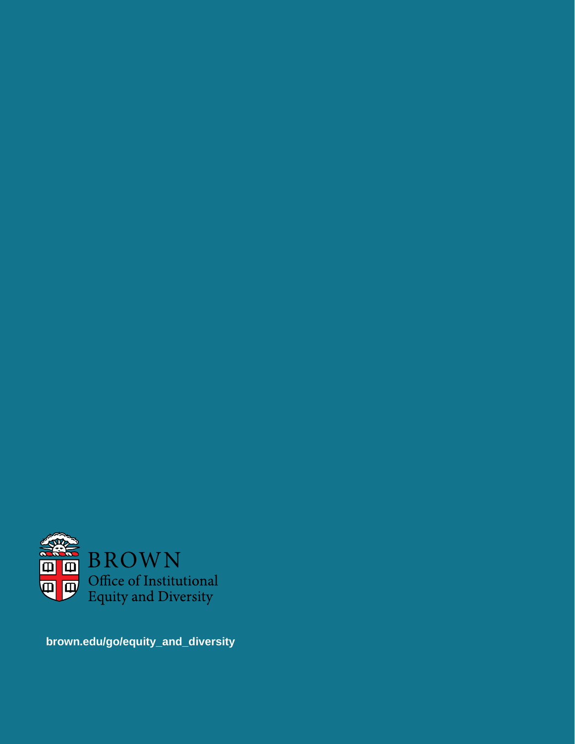BROWN
Office of Institutional
Equity and Diversity

**brown.edu/go/equity_and_diversity**